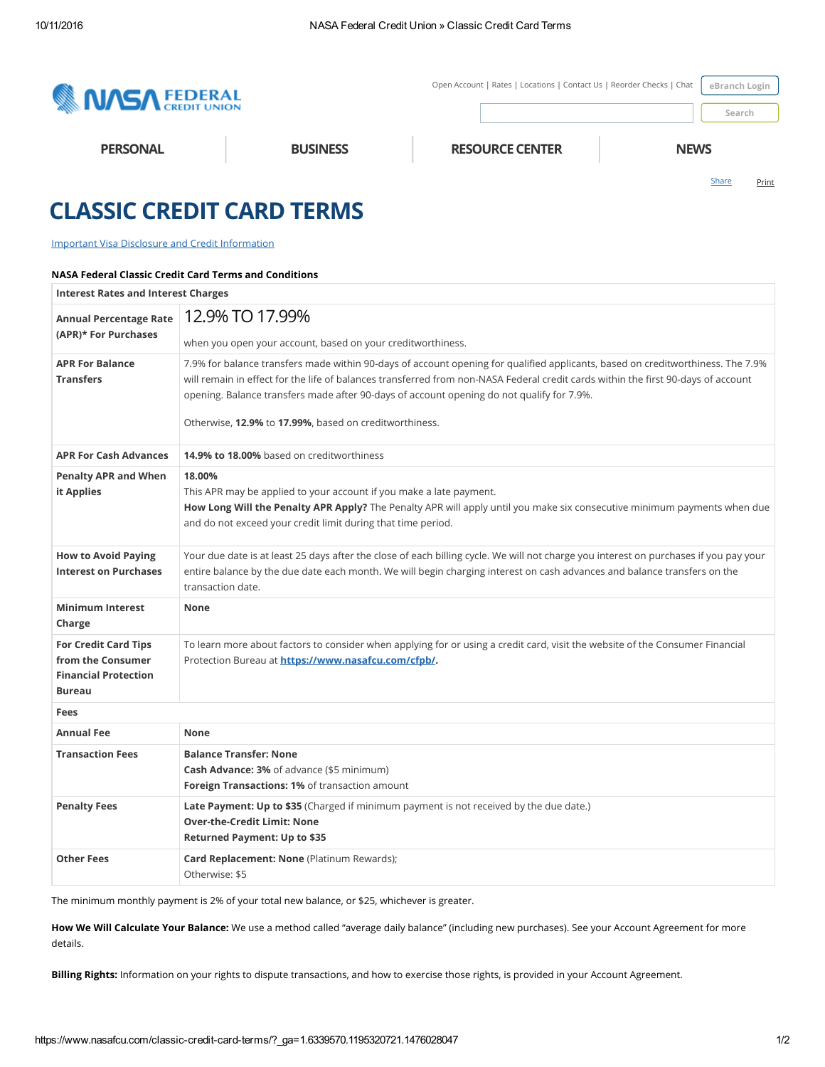Open Account | Rates | Locations | Contact Us | Reorder Checks | Chat | eBranch Login

Search

PERSONAL | BUSINESS | RESOURCE CENTER | NEWS

Share | Print

# CLASSIC CREDIT CARD TERMS

Important Visa Disclosure and Credit Information

**NASA Federal Classic Credit Card Terms and Conditions**

| **Interest Rates and Interest Charges** | |
|---|---|
| **Annual Percentage Rate (APR)* For Purchases** | 12.9% TO 17.99%<br><br>when you open your account, based on your creditworthiness. |
| **APR For Balance Transfers** | 7.9% for balance transfers made within 90-days of account opening for qualified applicants, based on creditworthiness. The 7.9% will remain in effect for the life of balances transferred from non-NASA Federal credit cards within the first 90-days of account opening. Balance transfers made after 90-days of account opening do not qualify for 7.9%.<br><br>Otherwise, **12.9%** to **17.99%**, based on creditworthiness. |
| **APR For Cash Advances** | **14.9% to 18.00%** based on creditworthiness |
| **Penalty APR and When it Applies** | **18.00%**<br>This APR may be applied to your account if you make a late payment.<br>**How Long Will the Penalty APR Apply?** The Penalty APR will apply until you make six consecutive minimum payments when due and do not exceed your credit limit during that time period. |
| **How to Avoid Paying Interest on Purchases** | Your due date is at least 25 days after the close of each billing cycle. We will not charge you interest on purchases if you pay your entire balance by the due date each month. We will begin charging interest on cash advances and balance transfers on the transaction date. |
| **Minimum Interest Charge** | **None** |
| **For Credit Card Tips from the Consumer Financial Protection Bureau** | To learn more about factors to consider when applying for or using a credit card, visit the website of the Consumer Financial Protection Bureau at **https://www.nasafcu.com/cfpb/.** |
| **Fees** | |
| **Annual Fee** | **None** |
| **Transaction Fees** | **Balance Transfer: None**<br>**Cash Advance: 3%** of advance ($5 minimum)<br>**Foreign Transactions: 1%** of transaction amount |
| **Penalty Fees** | **Late Payment: Up to $35** (Charged if minimum payment is not received by the due date.)<br>**Over-the-Credit Limit: None**<br>**Returned Payment: Up to $35** |
| **Other Fees** | **Card Replacement: None** (Platinum Rewards);<br>Otherwise: $5 |

The minimum monthly payment is 2% of your total new balance, or $25, whichever is greater.

**How We Will Calculate Your Balance:** We use a method called "average daily balance" (including new purchases). See your Account Agreement for more details.

**Billing Rights:** Information on your rights to dispute transactions, and how to exercise those rights, is provided in your Account Agreement.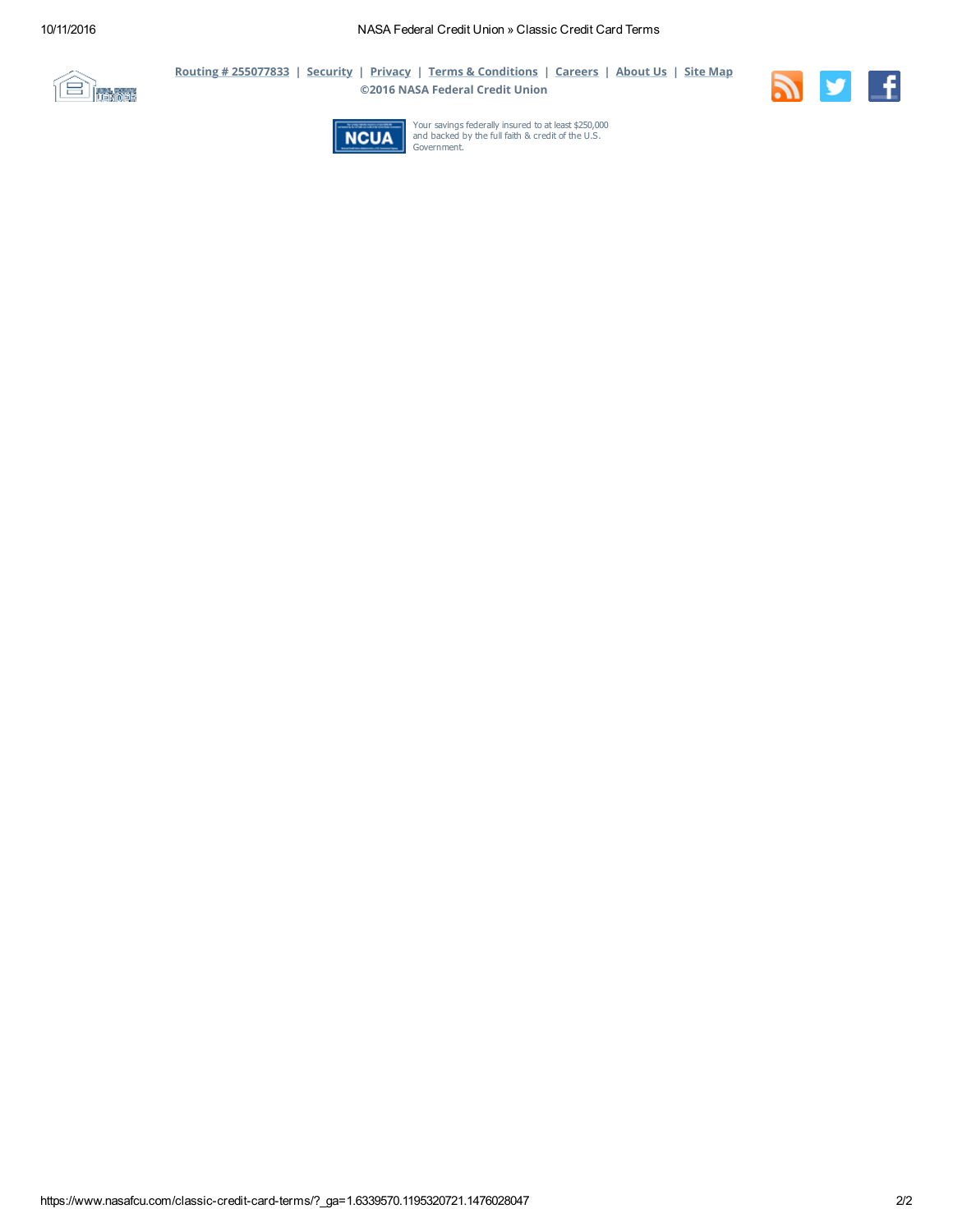Routing # 255077833 | Security | Privacy | Terms & Conditions | Careers | About Us | Site Map

©2016 NASA Federal Credit Union

Your savings federally insured to at least $250,000 and backed by the full faith & credit of the U.S. Government.